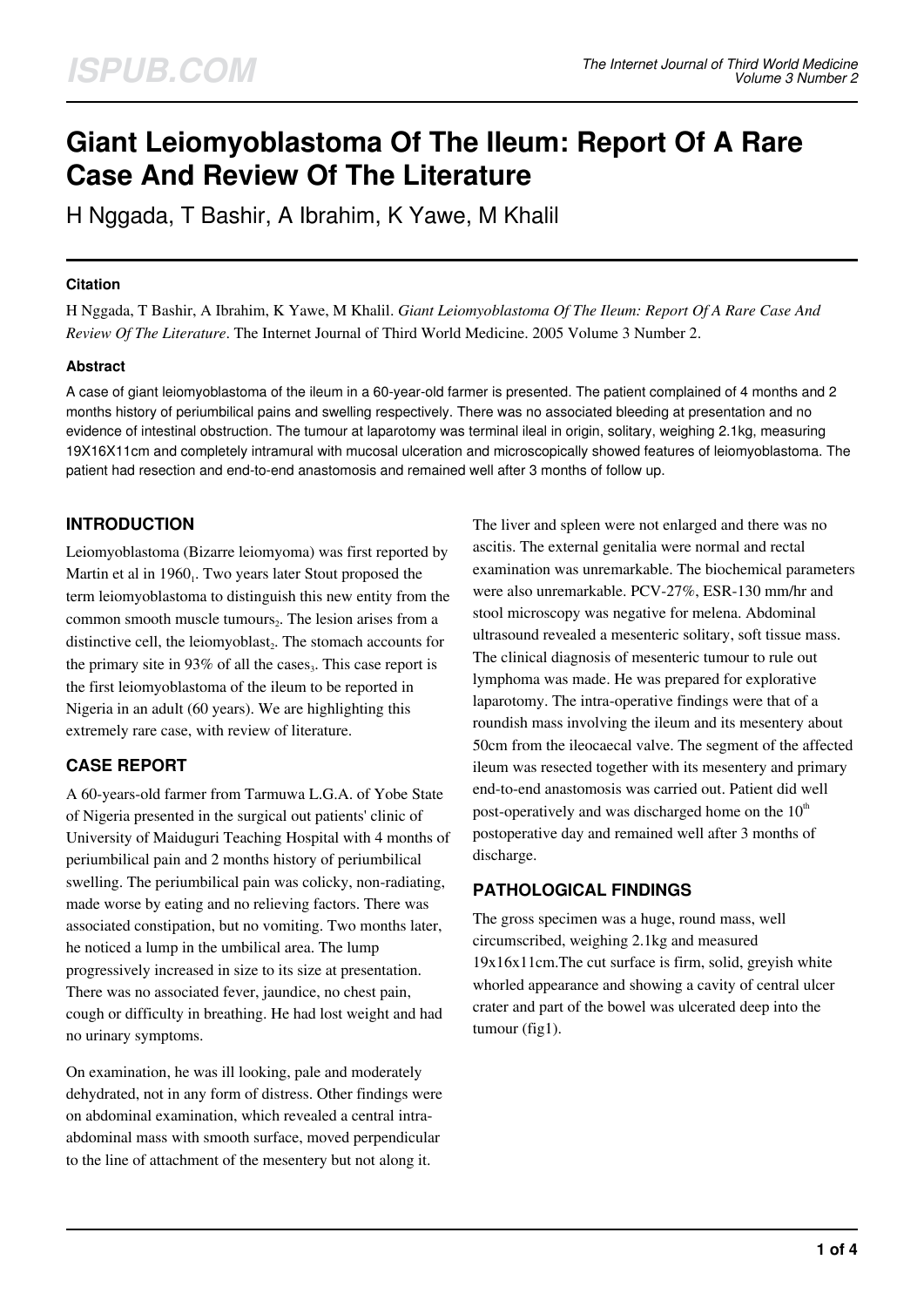# Giant Leiomyoblastoma Of The Ileum: Report Of A Rare Case And Review Of The Literature

H Nggada, T Bashir, A Ibrahim, K Yawe, M Khalil

### Citation

H Nggada, T Bashir, A Ibrahim, K Yawe, M Khalil. *Giant Leiomyoblastoma Of The Ileum: Report Of A Rare Case And Review Of The Literature*. The Internet Journal of Third World Medicine. 2005 Volume 3 Number 2.

### Abstract

A case of giant leiomyoblastoma of the ileum in a 60-year-old farmer is presented. The patient complained of 4 months and 2 months history of periumbilical pains and swelling respectively. There was no associated bleeding at presentation and no evidence of intestinal obstruction. The tumour at laparotomy was terminal ileal in origin, solitary, weighing 2.1kg, measuring 19X16X11cm and completely intramural with mucosal ulceration and microscopically showed features of leiomyoblastoma. The patient had resection and end-to-end anastomosis and remained well after 3 months of follow up.

## INTRODUCTION

Leiomyoblastoma (Bizarre leiomyoma) was first reported by Martin et al in 1960[1]. Two years later Stout proposed the term leiomyoblastoma to distinguish this new entity from the common smooth muscle tumours[2]. The lesion arises from a distinctive cell, the leiomyoblast[2]. The stomach accounts for the primary site in 93% of all the cases[3]. This case report is the first leiomyoblastoma of the ileum to be reported in Nigeria in an adult (60 years). We are highlighting this extremely rare case, with review of literature.

## CASE REPORT

A 60-years-old farmer from Tarmuwa L.G.A. of Yobe State of Nigeria presented in the surgical out patients' clinic of University of Maiduguri Teaching Hospital with 4 months of periumbilical pain and 2 months history of periumbilical swelling. The periumbilical pain was colicky, non-radiating, made worse by eating and no relieving factors. There was associated constipation, but no vomiting. Two months later, he noticed a lump in the umbilical area. The lump progressively increased in size to its size at presentation. There was no associated fever, jaundice, no chest pain, cough or difficulty in breathing. He had lost weight and had no urinary symptoms.

On examination, he was ill looking, pale and moderately dehydrated, not in any form of distress. Other findings were on abdominal examination, which revealed a central intra-abdominal mass with smooth surface, moved perpendicular to the line of attachment of the mesentery but not along it. The liver and spleen were not enlarged and there was no ascitis. The external genitalia were normal and rectal examination was unremarkable. The biochemical parameters were also unremarkable. PCV-27%, ESR-130 mm/hr and stool microscopy was negative for melena. Abdominal ultrasound revealed a mesenteric solitary, soft tissue mass. The clinical diagnosis of mesenteric tumour to rule out lymphoma was made. He was prepared for explorative laparotomy. The intra-operative findings were that of a roundish mass involving the ileum and its mesentery about 50cm from the ileocaecal valve. The segment of the affected ileum was resected together with its mesentery and primary end-to-end anastomosis was carried out. Patient did well post-operatively and was discharged home on the 10th postoperative day and remained well after 3 months of discharge.

## PATHOLOGICAL FINDINGS

The gross specimen was a huge, round mass, well circumscribed, weighing 2.1kg and measured 19x16x11cm.The cut surface is firm, solid, greyish white whorled appearance and showing a cavity of central ulcer crater and part of the bowel was ulcerated deep into the tumour (fig1).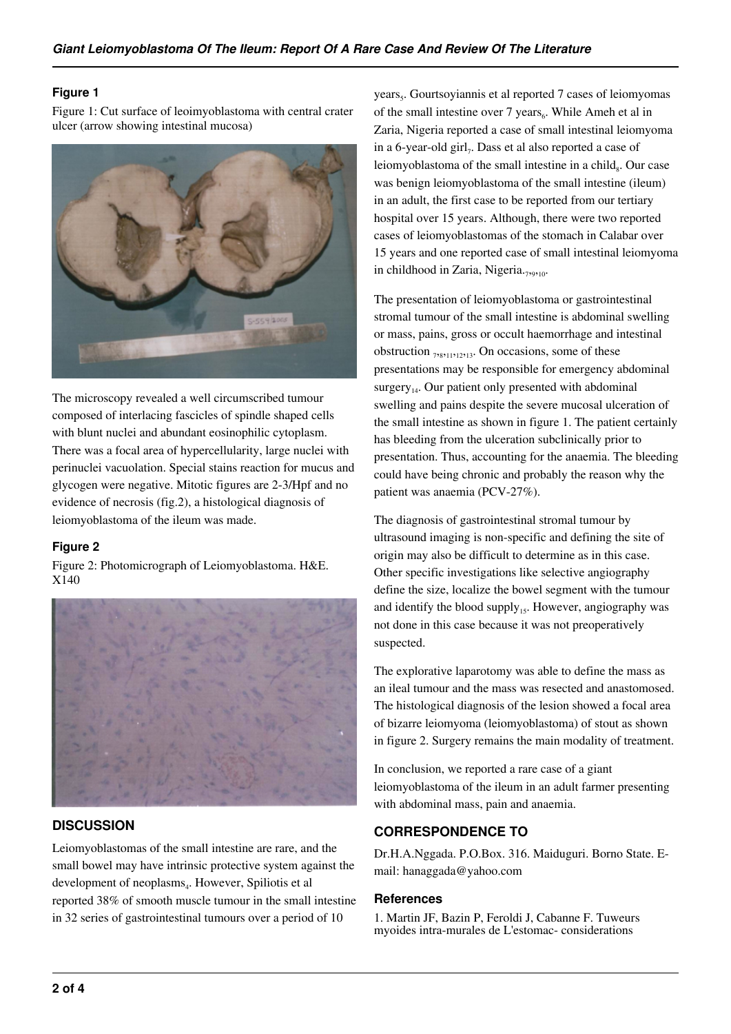### Figure 1

Figure 1: Cut surface of leoimyoblastoma with central crater ulcer (arrow showing intestinal mucosa)

The microscopy revealed a well circumscribed tumour composed of interlacing fascicles of spindle shaped cells with blunt nuclei and abundant eosinophilic cytoplasm. There was a focal area of hypercellularity, large nuclei with perinuclei vacuolation. Special stains reaction for mucus and glycogen were negative. Mitotic figures are 2-3/Hpf and no evidence of necrosis (fig.2), a histological diagnosis of leiomyoblastoma of the ileum was made.

### Figure 2

Figure 2: Photomicrograph of Leiomyoblastoma. H&E. X140

## DISCUSSION

Leiomyoblastomas of the small intestine are rare, and the small bowel may have intrinsic protective system against the development of neoplasms[4]. However, Spiliotis et al reported 38% of smooth muscle tumour in the small intestine in 32 series of gastrointestinal tumours over a period of 10 years[5]. Gourtsoyiannis et al reported 7 cases of leiomyomas of the small intestine over 7 years[6]. While Ameh et al in Zaria, Nigeria reported a case of small intestinal leiomyoma in a 6-year-old girl[7]. Dass et al also reported a case of leiomyoblastoma of the small intestine in a child[8]. Our case was benign leiomyoblastoma of the small intestine (ileum) in an adult, the first case to be reported from our tertiary hospital over 15 years. Although, there were two reported cases of leiomyoblastomas of the stomach in Calabar over 15 years and one reported case of small intestinal leiomyoma in childhood in Zaria, Nigeria.[7,9,10].

The presentation of leiomyoblastoma or gastrointestinal stromal tumour of the small intestine is abdominal swelling or mass, pains, gross or occult haemorrhage and intestinal obstruction [7,8,11,12,13]. On occasions, some of these presentations may be responsible for emergency abdominal surgery[14]. Our patient only presented with abdominal swelling and pains despite the severe mucosal ulceration of the small intestine as shown in figure 1. The patient certainly has bleeding from the ulceration subclinically prior to presentation. Thus, accounting for the anaemia. The bleeding could have being chronic and probably the reason why the patient was anaemia (PCV-27%).

The diagnosis of gastrointestinal stromal tumour by ultrasound imaging is non-specific and defining the site of origin may also be difficult to determine as in this case. Other specific investigations like selective angiography define the size, localize the bowel segment with the tumour and identify the blood supply[15]. However, angiography was not done in this case because it was not preoperatively suspected.

The explorative laparotomy was able to define the mass as an ileal tumour and the mass was resected and anastomosed. The histological diagnosis of the lesion showed a focal area of bizarre leiomyoma (leiomyoblastoma) of stout as shown in figure 2. Surgery remains the main modality of treatment.

In conclusion, we reported a rare case of a giant leiomyoblastoma of the ileum in an adult farmer presenting with abdominal mass, pain and anaemia.

## CORRESPONDENCE TO

Dr.H.A.Nggada. P.O.Box. 316. Maiduguri. Borno State. E-mail: hanaggada@yahoo.com

### References

1. Martin JF, Bazin P, Feroldi J, Cabanne F. Tuweurs myoides intra-murales de L'estomac- considerations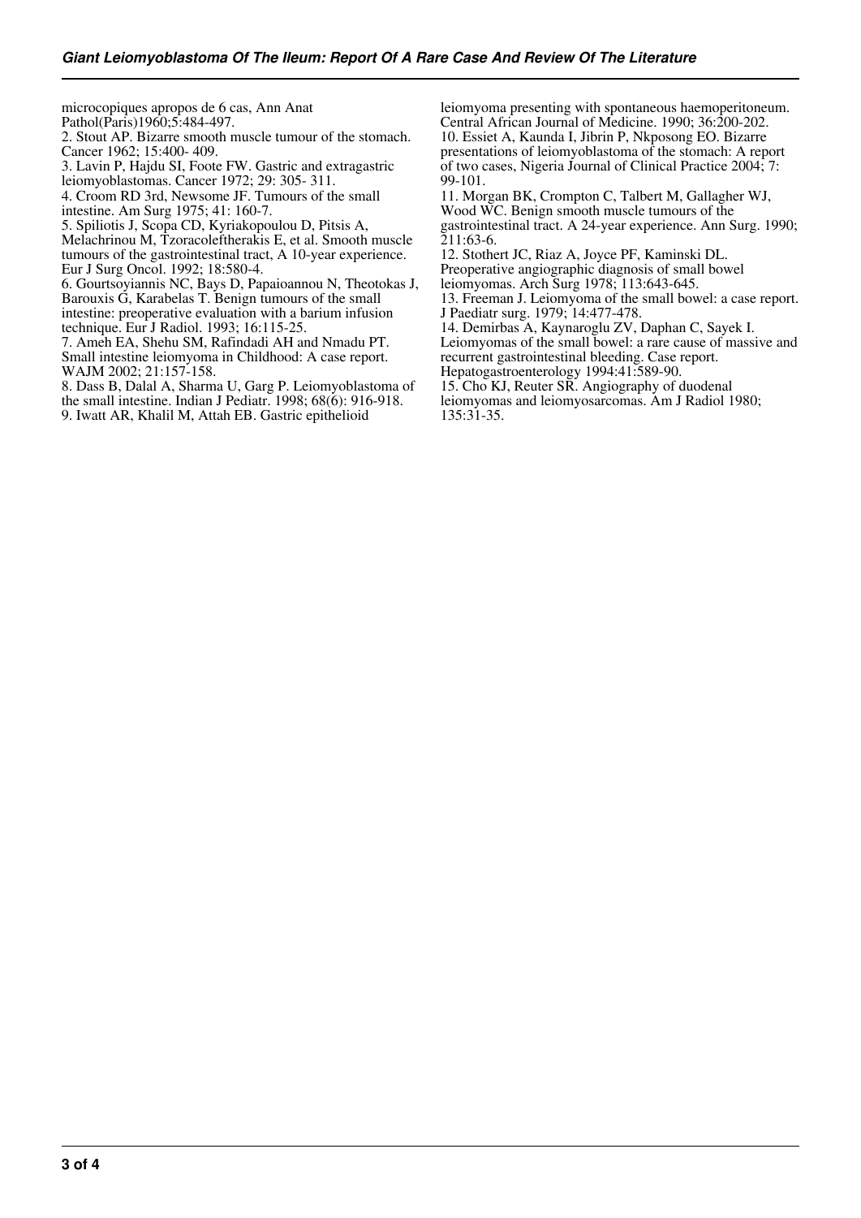microcopiques apropos de 6 cas, Ann Anat Pathol(Paris)1960;5:484-497.

2. Stout AP. Bizarre smooth muscle tumour of the stomach. Cancer 1962; 15:400- 409.

3. Lavin P, Hajdu SI, Foote FW. Gastric and extragastric leiomyoblastomas. Cancer 1972; 29: 305- 311.

4. Croom RD 3rd, Newsome JF. Tumours of the small intestine. Am Surg 1975; 41: 160-7.

5. Spiliotis J, Scopa CD, Kyriakopoulou D, Pitsis A, Melachrinou M, Tzoracoleftherakis E, et al. Smooth muscle tumours of the gastrointestinal tract, A 10-year experience. Eur J Surg Oncol. 1992; 18:580-4.

6. Gourtsoyiannis NC, Bays D, Papaioannou N, Theotokas J, Barouxis G, Karabelas T. Benign tumours of the small intestine: preoperative evaluation with a barium infusion technique. Eur J Radiol. 1993; 16:115-25.

7. Ameh EA, Shehu SM, Rafindadi AH and Nmadu PT. Small intestine leiomyoma in Childhood: A case report. WAJM 2002; 21:157-158.

8. Dass B, Dalal A, Sharma U, Garg P. Leiomyoblastoma of the small intestine. Indian J Pediatr. 1998; 68(6): 916-918.

9. Iwatt AR, Khalil M, Attah EB. Gastric epithelioid leiomyoma presenting with spontaneous haemoperitoneum. Central African Journal of Medicine. 1990; 36:200-202.

10. Essiet A, Kaunda I, Jibrin P, Nkposong EO. Bizarre presentations of leiomyoblastoma of the stomach: A report of two cases, Nigeria Journal of Clinical Practice 2004; 7: 99-101.

11. Morgan BK, Crompton C, Talbert M, Gallagher WJ, Wood WC. Benign smooth muscle tumours of the gastrointestinal tract. A 24-year experience. Ann Surg. 1990; 211:63-6.

12. Stothert JC, Riaz A, Joyce PF, Kaminski DL. Preoperative angiographic diagnosis of small bowel leiomyomas. Arch Surg 1978; 113:643-645.

13. Freeman J. Leiomyoma of the small bowel: a case report. J Paediatr surg. 1979; 14:477-478.

14. Demirbas A, Kaynaroglu ZV, Daphan C, Sayek I. Leiomyomas of the small bowel: a rare cause of massive and recurrent gastrointestinal bleeding. Case report. Hepatogastroenterology 1994:41:589-90.

15. Cho KJ, Reuter SR. Angiography of duodenal leiomyomas and leiomyosarcomas. Am J Radiol 1980; 135:31-35.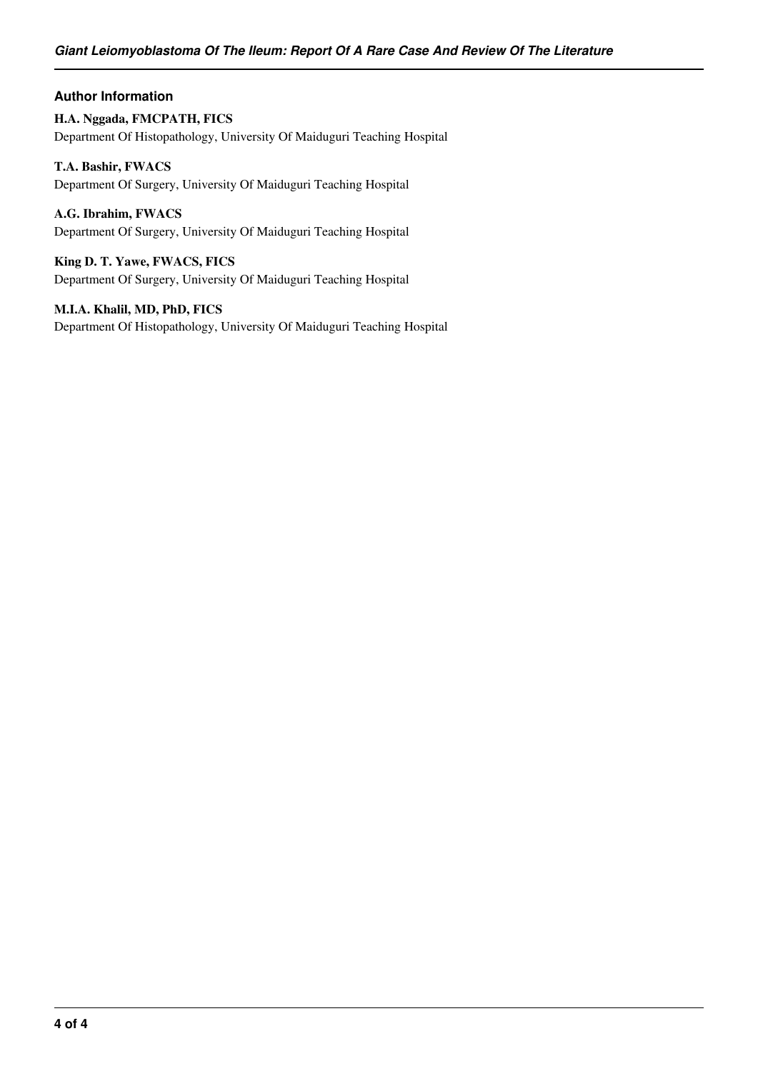### Author Information

**H.A. Nggada, FMCPATH, FICS**
Department Of Histopathology, University Of Maiduguri Teaching Hospital

**T.A. Bashir, FWACS**
Department Of Surgery, University Of Maiduguri Teaching Hospital

**A.G. Ibrahim, FWACS**
Department Of Surgery, University Of Maiduguri Teaching Hospital

**King D. T. Yawe, FWACS, FICS**
Department Of Surgery, University Of Maiduguri Teaching Hospital

**M.I.A. Khalil, MD, PhD, FICS**
Department Of Histopathology, University Of Maiduguri Teaching Hospital